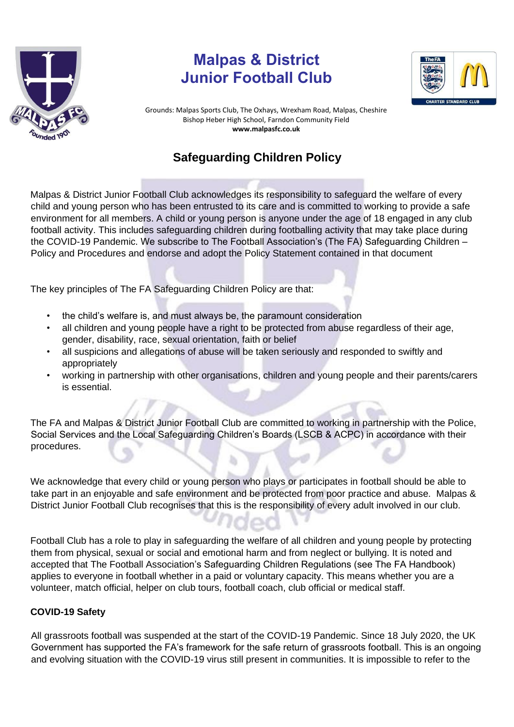# Malpas & District Junior Football Club

Grounds: Malpas Sports Club, The Oxhays, Wrexham Road, Malpas, Cheshire
Bishop Heber High School, Farndon Community Field
**www.malpasfc.co.uk**

## Safeguarding Children Policy

Malpas & District Junior Football Club acknowledges its responsibility to safeguard the welfare of every child and young person who has been entrusted to its care and is committed to working to provide a safe environment for all members. A child or young person is anyone under the age of 18 engaged in any club football activity. This includes safeguarding children during footballing activity that may take place during the COVID-19 Pandemic. We subscribe to The Football Association's (The FA) Safeguarding Children – Policy and Procedures and endorse and adopt the Policy Statement contained in that document

The key principles of The FA Safeguarding Children Policy are that:

- the child's welfare is, and must always be, the paramount consideration
- all children and young people have a right to be protected from abuse regardless of their age, gender, disability, race, sexual orientation, faith or belief
- all suspicions and allegations of abuse will be taken seriously and responded to swiftly and appropriately
- working in partnership with other organisations, children and young people and their parents/carers is essential.

The FA and Malpas & District Junior Football Club are committed to working in partnership with the Police, Social Services and the Local Safeguarding Children's Boards (LSCB & ACPC) in accordance with their procedures.

We acknowledge that every child or young person who plays or participates in football should be able to take part in an enjoyable and safe environment and be protected from poor practice and abuse. Malpas & District Junior Football Club recognises that this is the responsibility of every adult involved in our club.

Football Club has a role to play in safeguarding the welfare of all children and young people by protecting them from physical, sexual or social and emotional harm and from neglect or bullying. It is noted and accepted that The Football Association's Safeguarding Children Regulations (see The FA Handbook) applies to everyone in football whether in a paid or voluntary capacity. This means whether you are a volunteer, match official, helper on club tours, football coach, club official or medical staff.

**COVID-19 Safety**

All grassroots football was suspended at the start of the COVID-19 Pandemic. Since 18 July 2020, the UK Government has supported the FA's framework for the safe return of grassroots football. This is an ongoing and evolving situation with the COVID-19 virus still present in communities. It is impossible to refer to the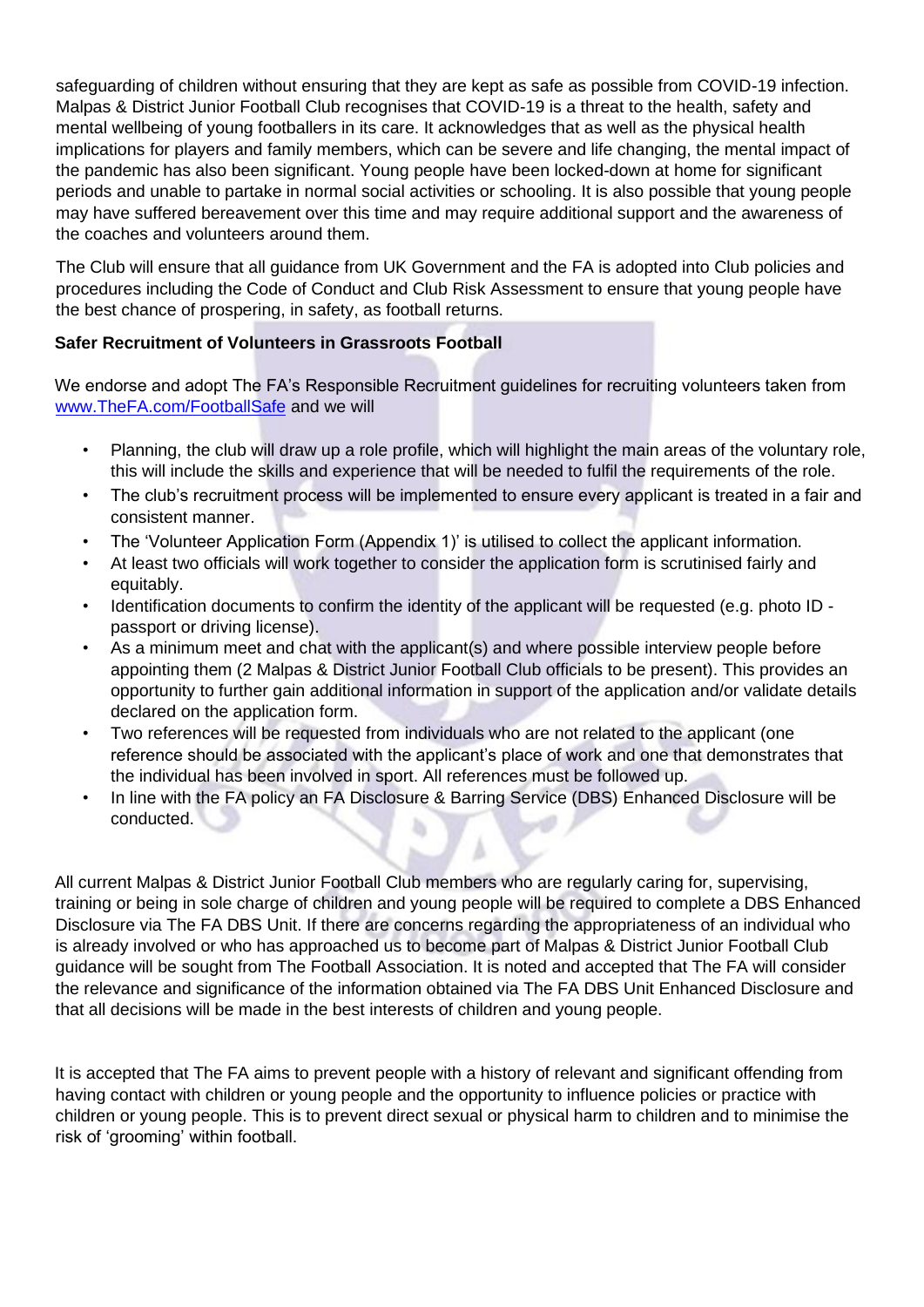safeguarding of children without ensuring that they are kept as safe as possible from COVID-19 infection. Malpas & District Junior Football Club recognises that COVID-19 is a threat to the health, safety and mental wellbeing of young footballers in its care. It acknowledges that as well as the physical health implications for players and family members, which can be severe and life changing, the mental impact of the pandemic has also been significant. Young people have been locked-down at home for significant periods and unable to partake in normal social activities or schooling. It is also possible that young people may have suffered bereavement over this time and may require additional support and the awareness of the coaches and volunteers around them.

The Club will ensure that all guidance from UK Government and the FA is adopted into Club policies and procedures including the Code of Conduct and Club Risk Assessment to ensure that young people have the best chance of prospering, in safety, as football returns.

**Safer Recruitment of Volunteers in Grassroots Football**

We endorse and adopt The FA's Responsible Recruitment guidelines for recruiting volunteers taken from [www.TheFA.com/FootballSafe](http://www.TheFA.com/FootballSafe) and we will

- Planning, the club will draw up a role profile, which will highlight the main areas of the voluntary role, this will include the skills and experience that will be needed to fulfil the requirements of the role.
- The club's recruitment process will be implemented to ensure every applicant is treated in a fair and consistent manner.
- The 'Volunteer Application Form (Appendix 1)' is utilised to collect the applicant information.
- At least two officials will work together to consider the application form is scrutinised fairly and equitably.
- Identification documents to confirm the identity of the applicant will be requested (e.g. photo ID - passport or driving license).
- As a minimum meet and chat with the applicant(s) and where possible interview people before appointing them (2 Malpas & District Junior Football Club officials to be present). This provides an opportunity to further gain additional information in support of the application and/or validate details declared on the application form.
- Two references will be requested from individuals who are not related to the applicant (one reference should be associated with the applicant's place of work and one that demonstrates that the individual has been involved in sport. All references must be followed up.
- In line with the FA policy an FA Disclosure & Barring Service (DBS) Enhanced Disclosure will be conducted.

All current Malpas & District Junior Football Club members who are regularly caring for, supervising, training or being in sole charge of children and young people will be required to complete a DBS Enhanced Disclosure via The FA DBS Unit. If there are concerns regarding the appropriateness of an individual who is already involved or who has approached us to become part of Malpas & District Junior Football Club guidance will be sought from The Football Association. It is noted and accepted that The FA will consider the relevance and significance of the information obtained via The FA DBS Unit Enhanced Disclosure and that all decisions will be made in the best interests of children and young people.

It is accepted that The FA aims to prevent people with a history of relevant and significant offending from having contact with children or young people and the opportunity to influence policies or practice with children or young people. This is to prevent direct sexual or physical harm to children and to minimise the risk of 'grooming' within football.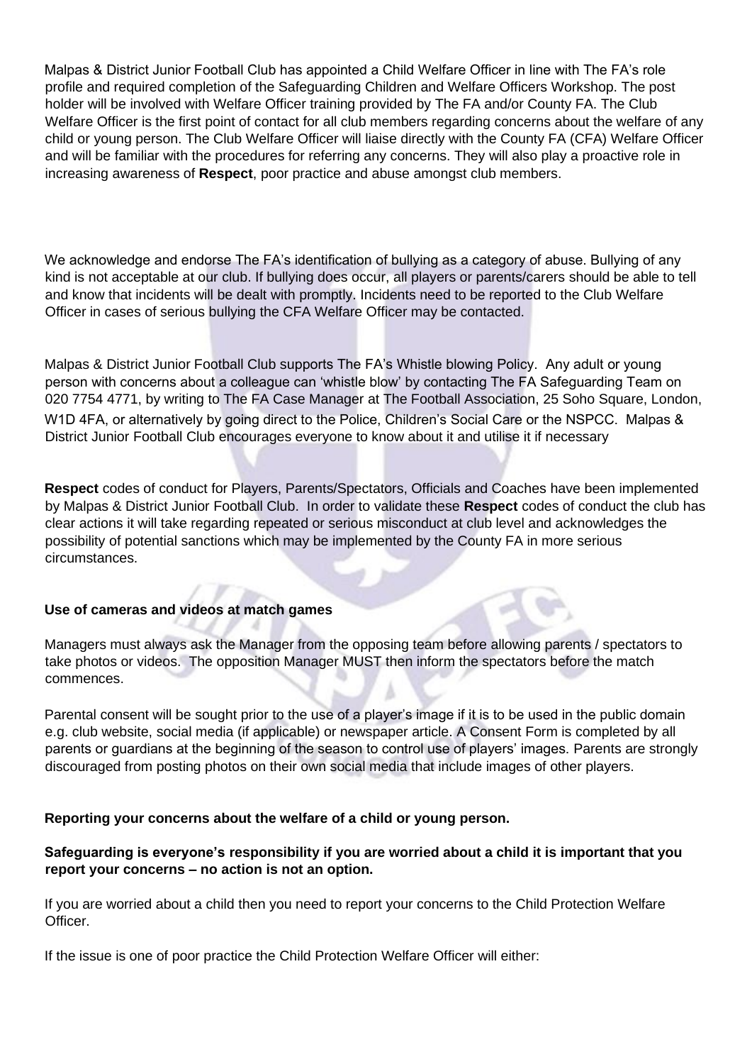Malpas & District Junior Football Club has appointed a Child Welfare Officer in line with The FA's role profile and required completion of the Safeguarding Children and Welfare Officers Workshop. The post holder will be involved with Welfare Officer training provided by The FA and/or County FA. The Club Welfare Officer is the first point of contact for all club members regarding concerns about the welfare of any child or young person. The Club Welfare Officer will liaise directly with the County FA (CFA) Welfare Officer and will be familiar with the procedures for referring any concerns. They will also play a proactive role in increasing awareness of **Respect**, poor practice and abuse amongst club members.

We acknowledge and endorse The FA's identification of bullying as a category of abuse. Bullying of any kind is not acceptable at our club. If bullying does occur, all players or parents/carers should be able to tell and know that incidents will be dealt with promptly. Incidents need to be reported to the Club Welfare Officer in cases of serious bullying the CFA Welfare Officer may be contacted.

Malpas & District Junior Football Club supports The FA's Whistle blowing Policy. Any adult or young person with concerns about a colleague can 'whistle blow' by contacting The FA Safeguarding Team on 020 7754 4771, by writing to The FA Case Manager at The Football Association, 25 Soho Square, London, W1D 4FA, or alternatively by going direct to the Police, Children's Social Care or the NSPCC. Malpas & District Junior Football Club encourages everyone to know about it and utilise it if necessary

**Respect** codes of conduct for Players, Parents/Spectators, Officials and Coaches have been implemented by Malpas & District Junior Football Club. In order to validate these **Respect** codes of conduct the club has clear actions it will take regarding repeated or serious misconduct at club level and acknowledges the possibility of potential sanctions which may be implemented by the County FA in more serious circumstances.

**Use of cameras and videos at match games**

Managers must always ask the Manager from the opposing team before allowing parents / spectators to take photos or videos. The opposition Manager MUST then inform the spectators before the match commences.

Parental consent will be sought prior to the use of a player's image if it is to be used in the public domain e.g. club website, social media (if applicable) or newspaper article. A Consent Form is completed by all parents or guardians at the beginning of the season to control use of players' images. Parents are strongly discouraged from posting photos on their own social media that include images of other players.

**Reporting your concerns about the welfare of a child or young person.**

**Safeguarding is everyone's responsibility if you are worried about a child it is important that you report your concerns – no action is not an option.**

If you are worried about a child then you need to report your concerns to the Child Protection Welfare Officer.

If the issue is one of poor practice the Child Protection Welfare Officer will either: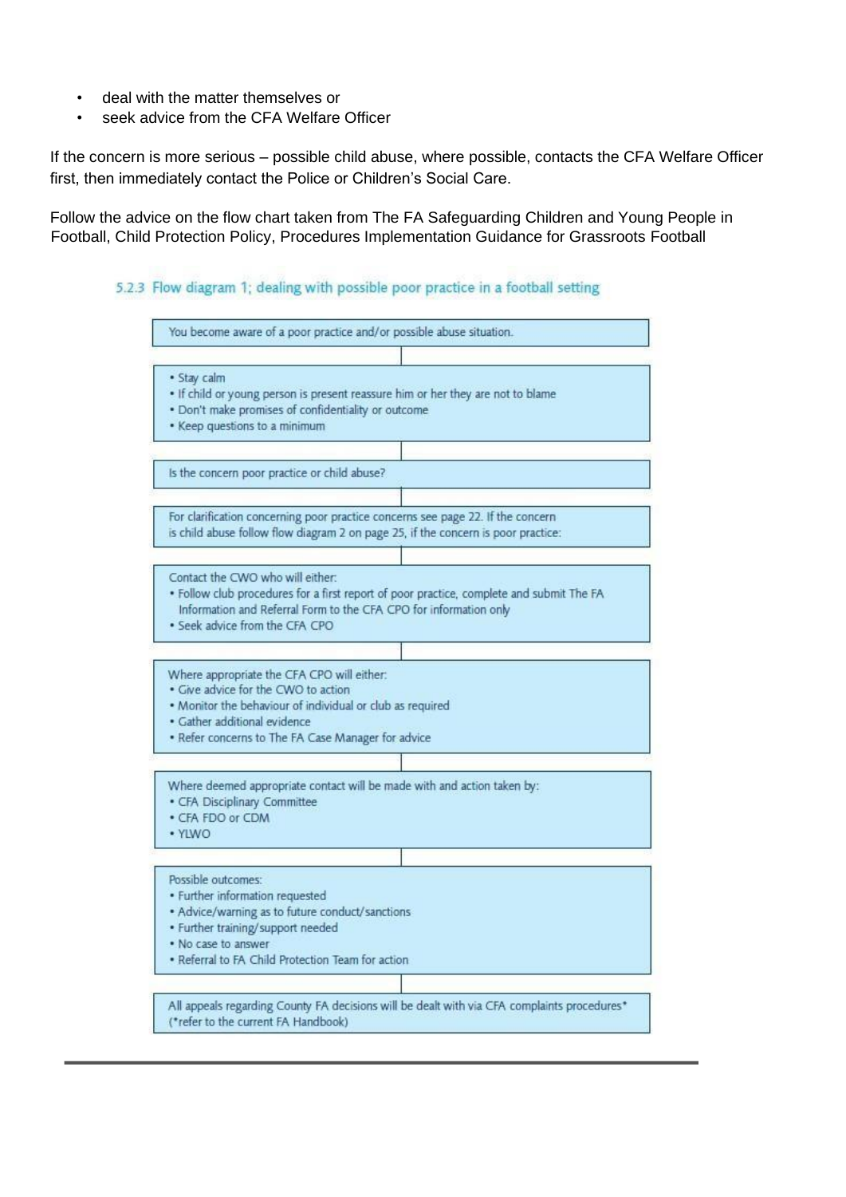- deal with the matter themselves or
- seek advice from the CFA Welfare Officer

If the concern is more serious – possible child abuse, where possible, contacts the CFA Welfare Officer first, then immediately contact the Police or Children's Social Care.

Follow the advice on the flow chart taken from The FA Safeguarding Children and Young People in Football, Child Protection Policy, Procedures Implementation Guidance for Grassroots Football

### 5.2.3 Flow diagram 1; dealing with possible poor practice in a football setting

You become aware of a poor practice and/or possible abuse situation.

↓

- Stay calm
- If child or young person is present reassure him or her they are not to blame
- Don't make promises of confidentiality or outcome
- Keep questions to a minimum

↓

Is the concern poor practice or child abuse?

↓

For clarification concerning poor practice concerns see page 22. If the concern is child abuse follow flow diagram 2 on page 25, if the concern is poor practice:

↓

Contact the CWO who will either:
- Follow club procedures for a first report of poor practice, complete and submit The FA Information and Referral Form to the CFA CPO for information only
- Seek advice from the CFA CPO

↓

Where appropriate the CFA CPO will either:
- Give advice for the CWO to action
- Monitor the behaviour of individual or club as required
- Gather additional evidence
- Refer concerns to The FA Case Manager for advice

↓

Where deemed appropriate contact will be made with and action taken by:
- CFA Disciplinary Committee
- CFA FDO or CDM
- YLWO

↓

Possible outcomes:
- Further information requested
- Advice/warning as to future conduct/sanctions
- Further training/support needed
- No case to answer
- Referral to FA Child Protection Team for action

↓

All appeals regarding County FA decisions will be dealt with via CFA complaints procedures* (*refer to the current FA Handbook)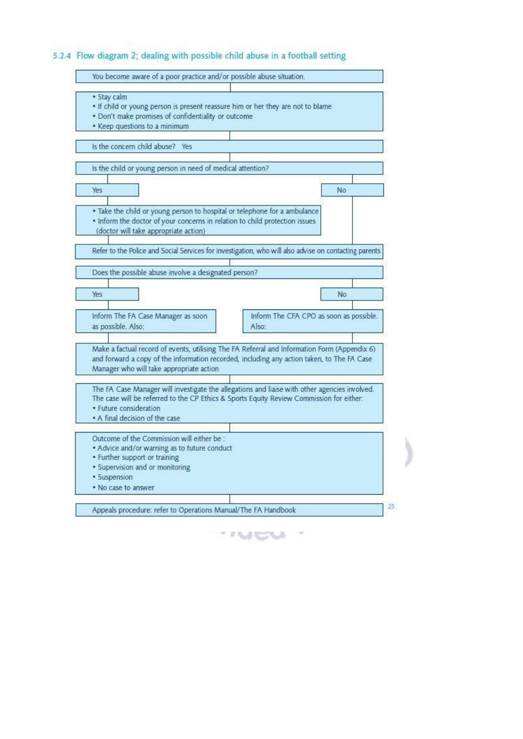### 5.2.4 Flow diagram 2; dealing with possible child abuse in a football setting

You become aware of a poor practice and/or possible abuse situation.

- Stay calm
- If child or young person is present reassure him or her they are not to blame
- Don't make promises of confidentiality or outcome
- Keep questions to a minimum

Is the concern child abuse? Yes

Is the child or young person in need of medical attention?

**Yes**

- Take the child or young person to hospital or telephone for a ambulance
- Inform the doctor of your concerns in relation to child protection issues (doctor will take appropriate action)

**No**

Refer to the Police and Social Services for investigation, who will also advise on contacting parents

Does the possible abuse involve a designated person?

**Yes**

Inform The FA Case Manager as soon as possible. Also:

**No**

Inform The CFA CPO as soon as possible. Also:

Make a factual record of events, utilising The FA Referral and Information Form (Appendix 6) and forward a copy of the information recorded, including any action taken, to The FA Case Manager who will take appropriate action

The FA Case Manager will investigate the allegations and liaise with other agencies involved. The case will be referred to the CP Ethics & Sports Equity Review Commission for either:

- Future consideration
- A final decision of the case

Outcome of the Commission will either be :

- Advice and/or warning as to future conduct
- Further support or training
- Supervision and or monitoring
- Suspension
- No case to answer

Appeals procedure: refer to Operations Manual/The FA Handbook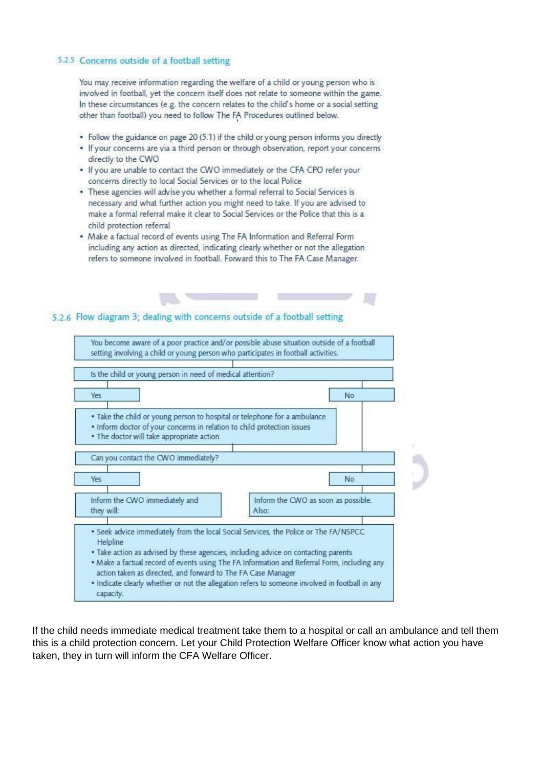### 5.2.5 Concerns outside of a football setting

You may receive information regarding the welfare of a child or young person who is involved in football, yet the concern itself does not relate to someone within the game. In these circumstances (e.g. the concern relates to the child's home or a social setting other than football) you need to follow The FA Procedures outlined below.

- Follow the guidance on page 20 (5.1) if the child or young person informs you directly
- If your concerns are via a third person or through observation, report your concerns directly to the CWO
- If you are unable to contact the CWO immediately or the CFA CPO refer your concerns directly to local Social Services or to the local Police
- These agencies will advise you whether a formal referral to Social Services is necessary and what further action you might need to take. If you are advised to make a formal referral make it clear to Social Services or the Police that this is a child protection referral
- Make a factual record of events using The FA Information and Referral Form including any action as directed, indicating clearly whether or not the allegation refers to someone involved in football. Forward this to The FA Case Manager.

### 5.2.6 Flow diagram 3; dealing with concerns outside of a football setting

You become aware of a poor practice and/or possible abuse situation outside of a football setting involving a child or young person who participates in football activities.

Is the child or young person in need of medical attention?

**Yes:**

- Take the child or young person to hospital or telephone for a ambulance
- Inform doctor of your concerns in relation to child protection issues
- The doctor will take appropriate action

**No**

Can you contact the CWO immediately?

**Yes:** Inform the CWO immediately and they will:

**No:** Inform the CWO as soon as possible. Also:

- Seek advice immediately from the local Social Services, the Police or The FA/NSPCC Helpline
- Take action as advised by these agencies, including advice on contacting parents
- Make a factual record of events using The FA Information and Referral Form, including any action taken as directed, and forward to The FA Case Manager
- Indicate clearly whether or not the allegation refers to someone involved in football in any capacity.

If the child needs immediate medical treatment take them to a hospital or call an ambulance and tell them this is a child protection concern. Let your Child Protection Welfare Officer know what action you have taken, they in turn will inform the CFA Welfare Officer.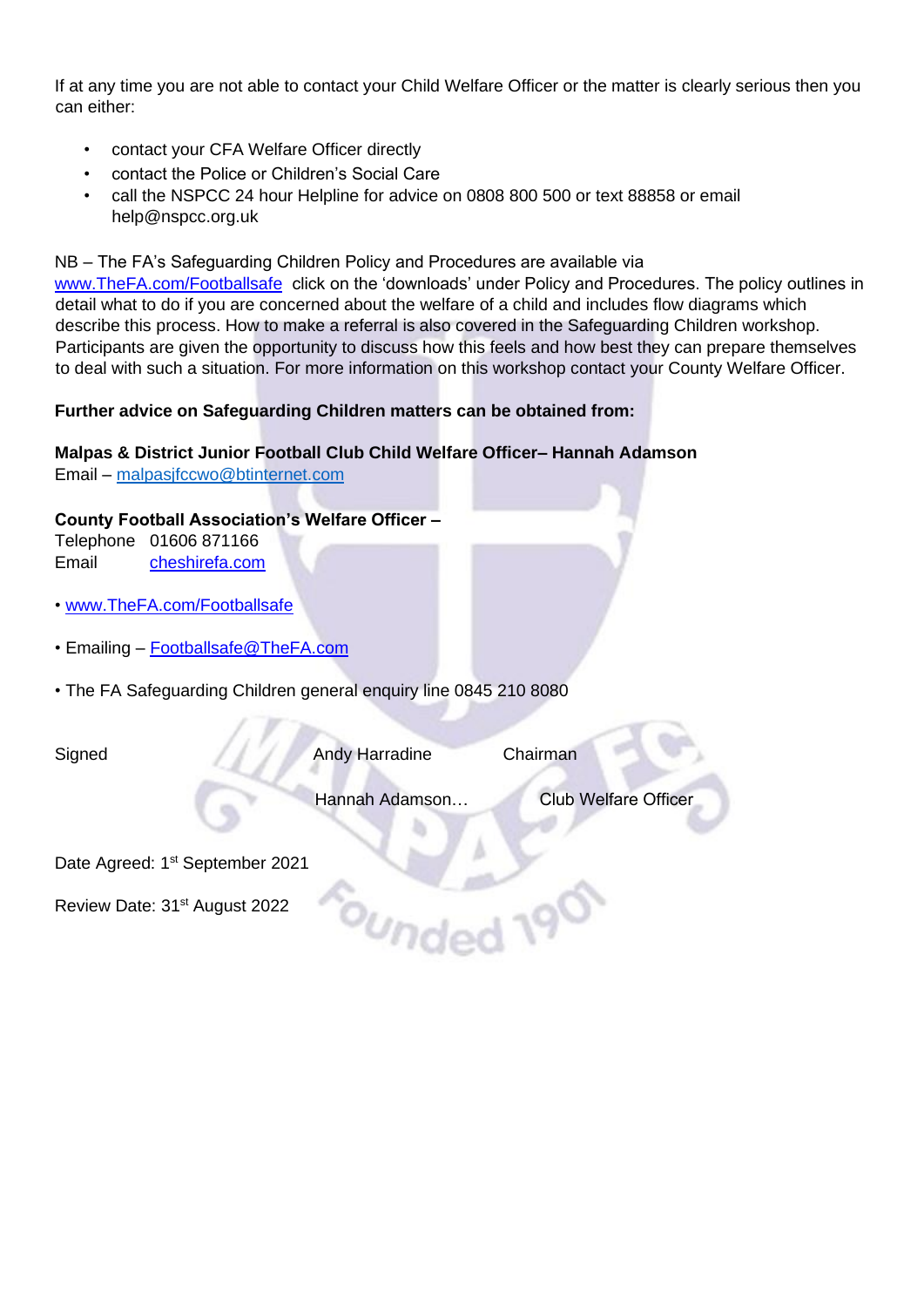If at any time you are not able to contact your Child Welfare Officer or the matter is clearly serious then you can either:

- contact your CFA Welfare Officer directly
- contact the Police or Children's Social Care
- call the NSPCC 24 hour Helpline for advice on 0808 800 500 or text 88858 or email help@nspcc.org.uk

NB – The FA's Safeguarding Children Policy and Procedures are available via www.TheFA.com/Footballsafe click on the 'downloads' under Policy and Procedures. The policy outlines in detail what to do if you are concerned about the welfare of a child and includes flow diagrams which describe this process. How to make a referral is also covered in the Safeguarding Children workshop. Participants are given the opportunity to discuss how this feels and how best they can prepare themselves to deal with such a situation. For more information on this workshop contact your County Welfare Officer.

**Further advice on Safeguarding Children matters can be obtained from:**

**Malpas & District Junior Football Club Child Welfare Officer– Hannah Adamson**
Email – malpasjfccwo@btinternet.com

**County Football Association's Welfare Officer –**
Telephone 01606 871166
Email cheshirefa.com

- www.TheFA.com/Footballsafe
- Emailing – Footballsafe@TheFA.com
- The FA Safeguarding Children general enquiry line 0845 210 8080

Signed Andy Harradine Chairman

Hannah Adamson… Club Welfare Officer

Date Agreed: 1st September 2021

Review Date: 31st August 2022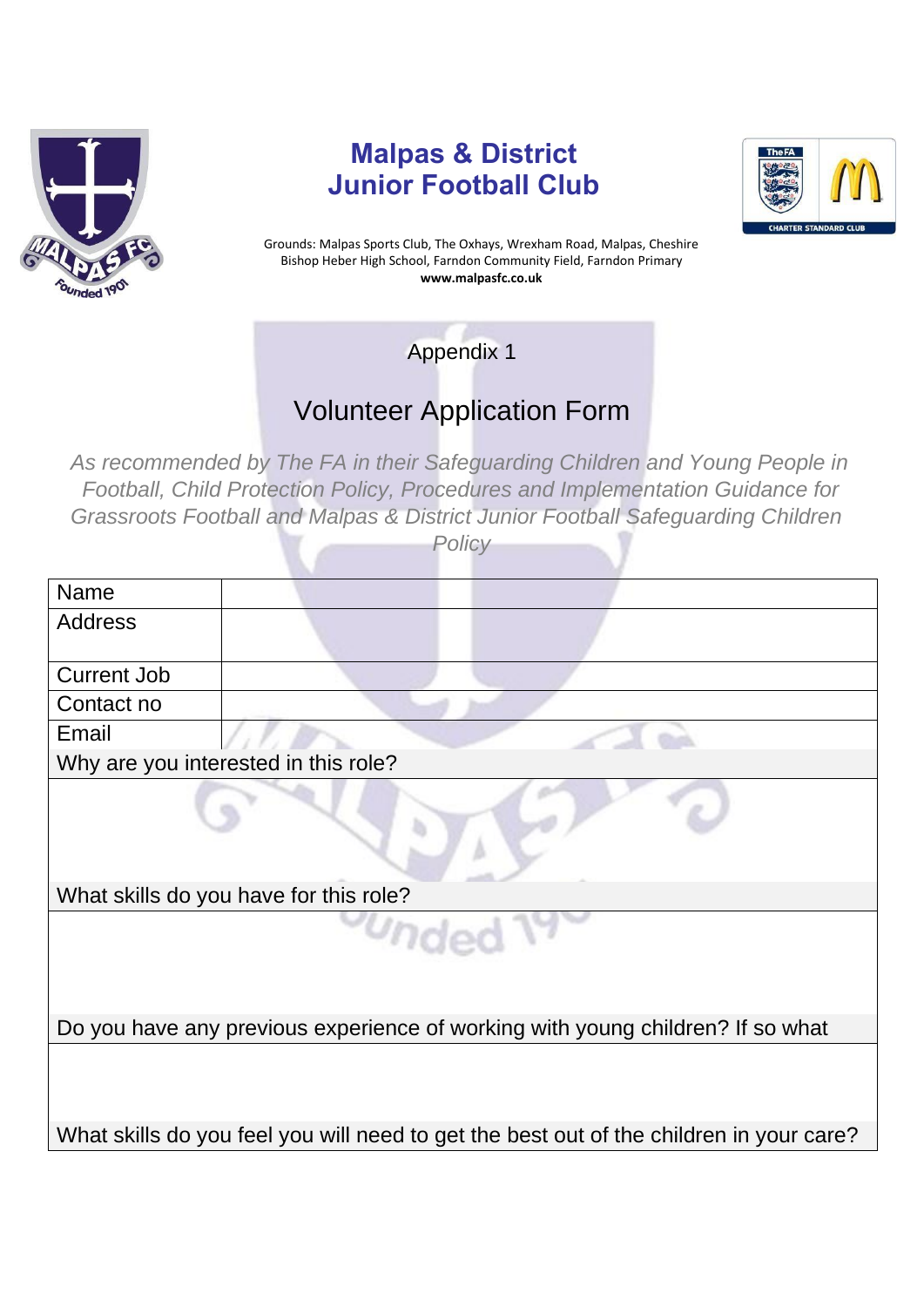# Malpas & District Junior Football Club

Grounds: Malpas Sports Club, The Oxhays, Wrexham Road, Malpas, Cheshire
Bishop Heber High School, Farndon Community Field, Farndon Primary
**www.malpasfc.co.uk**

Appendix 1

## Volunteer Application Form

*As recommended by The FA in their Safeguarding Children and Young People in Football, Child Protection Policy, Procedures and Implementation Guidance for Grassroots Football and Malpas & District Junior Football Safeguarding Children Policy*

| Name | |
|---|---|
| Address | |
| Current Job | |
| Contact no | |
| Email | |
| Why are you interested in this role? | |
| | |
| What skills do you have for this role? | |
| | |
| Do you have any previous experience of working with young children? If so what | |
| | |
| What skills do you feel you will need to get the best out of the children in your care? | |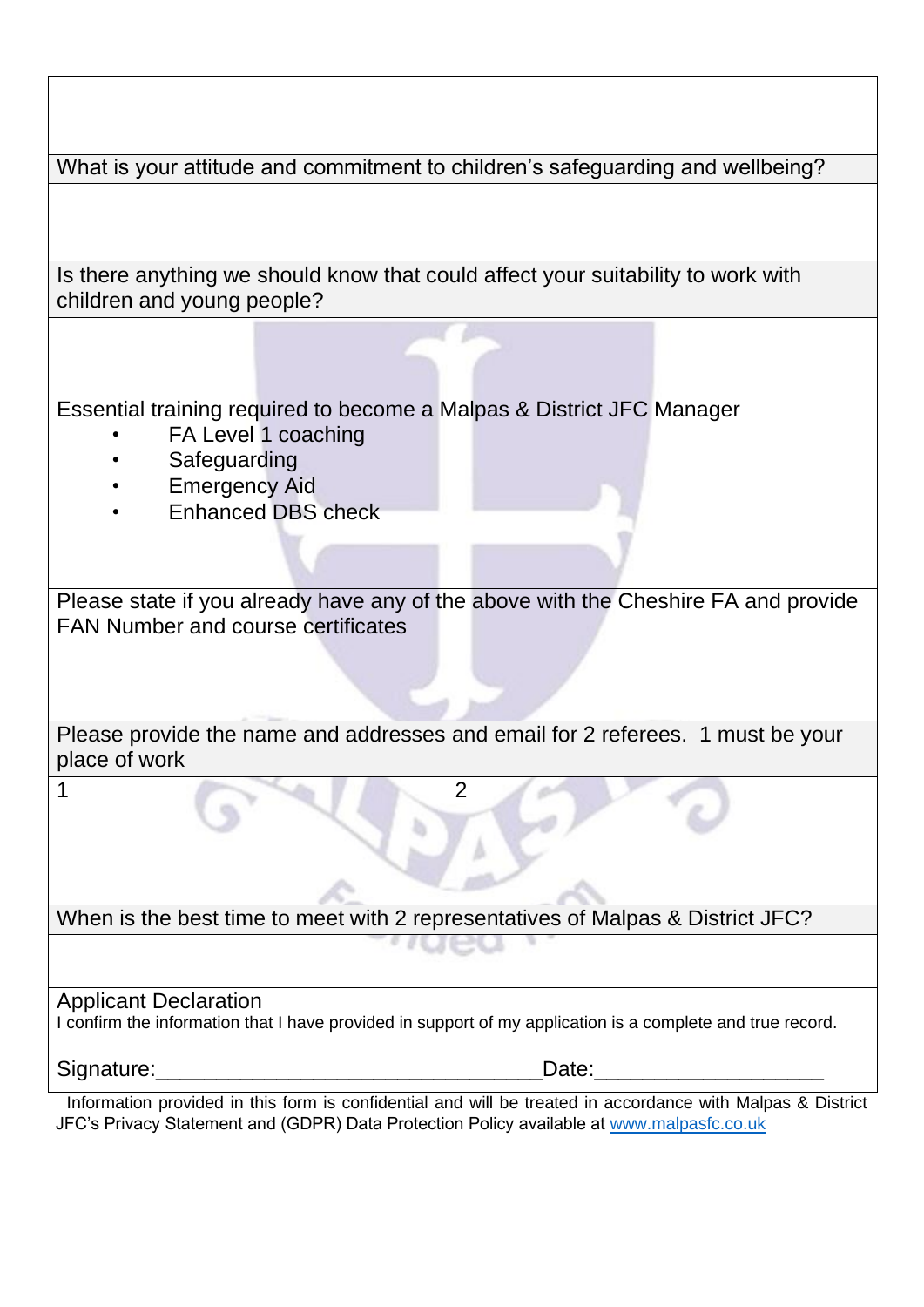What is your attitude and commitment to children's safeguarding and wellbeing?

Is there anything we should know that could affect your suitability to work with children and young people?

Essential training required to become a Malpas & District JFC Manager

- FA Level 1 coaching
- Safeguarding
- Emergency Aid
- Enhanced DBS check

Please state if you already have any of the above with the Cheshire FA and provide FAN Number and course certificates

Please provide the name and addresses and email for 2 referees. 1 must be your place of work

| | |
|---|---|
| 1 | 2 |

When is the best time to meet with 2 representatives of Malpas & District JFC?

Applicant Declaration

I confirm the information that I have provided in support of my application is a complete and true record.

Signature:________________________________Date:___________________

Information provided in this form is confidential and will be treated in accordance with Malpas & District JFC's Privacy Statement and (GDPR) Data Protection Policy available at www.malpasfc.co.uk